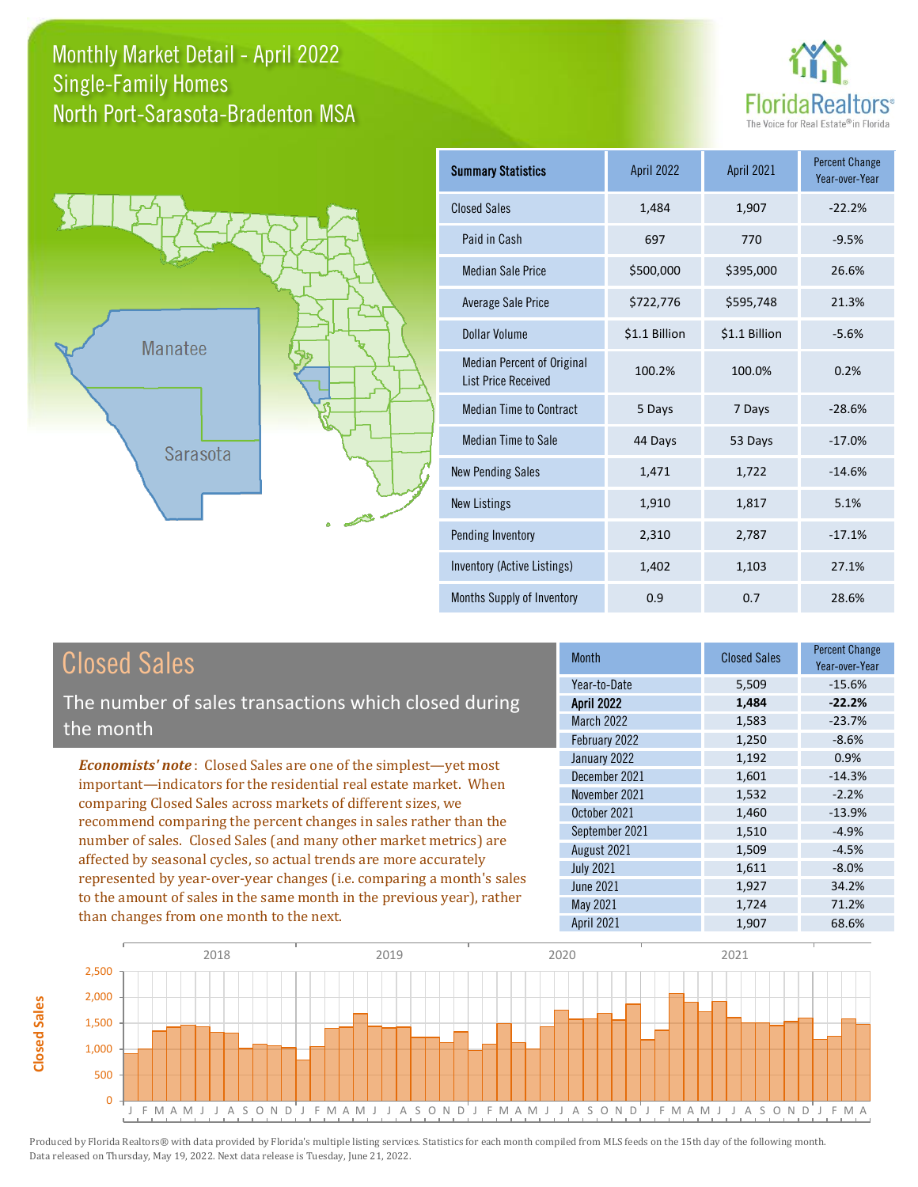# Monthly Market Detail - April 2022
## Single-Family Homes
## North Port-Sarasota-Bradenton MSA

FloridaRealtors®
The Voice for Real Estate® in Florida

Manatee
Sarasota

| Summary Statistics | April 2022 | April 2021 | Percent Change Year-over-Year |
|---|---|---|---|
| Closed Sales | 1,484 | 1,907 | -22.2% |
| Paid in Cash | 697 | 770 | -9.5% |
| Median Sale Price | $500,000 | $395,000 | 26.6% |
| Average Sale Price | $722,776 | $595,748 | 21.3% |
| Dollar Volume | $1.1 Billion | $1.1 Billion | -5.6% |
| Median Percent of Original List Price Received | 100.2% | 100.0% | 0.2% |
| Median Time to Contract | 5 Days | 7 Days | -28.6% |
| Median Time to Sale | 44 Days | 53 Days | -17.0% |
| New Pending Sales | 1,471 | 1,722 | -14.6% |
| New Listings | 1,910 | 1,817 | 5.1% |
| Pending Inventory | 2,310 | 2,787 | -17.1% |
| Inventory (Active Listings) | 1,402 | 1,103 | 27.1% |
| Months Supply of Inventory | 0.9 | 0.7 | 28.6% |

## Closed Sales

The number of sales transactions which closed during the month

***Economists' note***: Closed Sales are one of the simplest—yet most important—indicators for the residential real estate market. When comparing Closed Sales across markets of different sizes, we recommend comparing the percent changes in sales rather than the number of sales. Closed Sales (and many other market metrics) are affected by seasonal cycles, so actual trends are more accurately represented by year-over-year changes (i.e. comparing a month's sales to the amount of sales in the same month in the previous year), rather than changes from one month to the next.

| Month | Closed Sales | Percent Change Year-over-Year |
|---|---|---|
| Year-to-Date | 5,509 | -15.6% |
| **April 2022** | **1,484** | **-22.2%** |
| March 2022 | 1,583 | -23.7% |
| February 2022 | 1,250 | -8.6% |
| January 2022 | 1,192 | 0.9% |
| December 2021 | 1,601 | -14.3% |
| November 2021 | 1,532 | -2.2% |
| October 2021 | 1,460 | -13.9% |
| September 2021 | 1,510 | -4.9% |
| August 2021 | 1,509 | -4.5% |
| July 2021 | 1,611 | -8.0% |
| June 2021 | 1,927 | 34.2% |
| May 2021 | 1,724 | 71.2% |
| April 2021 | 1,907 | 68.6% |

Produced by Florida Realtors® with data provided by Florida's multiple listing services. Statistics for each month compiled from MLS feeds on the 15th day of the following month. Data released on Thursday, May 19, 2022. Next data release is Tuesday, June 21, 2022.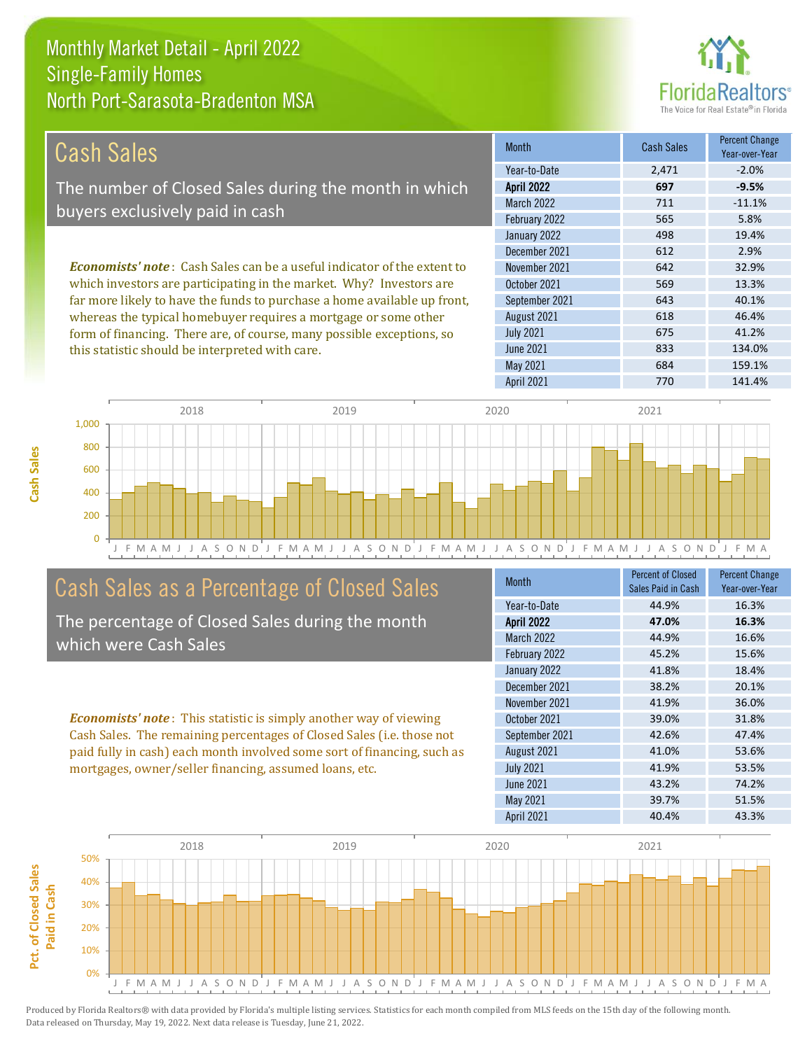# Monthly Market Detail - April 2022
## Single-Family Homes
## North Port-Sarasota-Bradenton MSA

## Cash Sales

The number of Closed Sales during the month in which buyers exclusively paid in cash

***Economists' note***: Cash Sales can be a useful indicator of the extent to which investors are participating in the market. Why? Investors are far more likely to have the funds to purchase a home available up front, whereas the typical homebuyer requires a mortgage or some other form of financing. There are, of course, many possible exceptions, so this statistic should be interpreted with care.

| Month | Cash Sales | Percent Change Year-over-Year |
|---|---|---|
| Year-to-Date | 2,471 | -2.0% |
| **April 2022** | **697** | **-9.5%** |
| March 2022 | 711 | -11.1% |
| February 2022 | 565 | 5.8% |
| January 2022 | 498 | 19.4% |
| December 2021 | 612 | 2.9% |
| November 2021 | 642 | 32.9% |
| October 2021 | 569 | 13.3% |
| September 2021 | 643 | 40.1% |
| August 2021 | 618 | 46.4% |
| July 2021 | 675 | 41.2% |
| June 2021 | 833 | 134.0% |
| May 2021 | 684 | 159.1% |
| April 2021 | 770 | 141.4% |

## Cash Sales as a Percentage of Closed Sales

The percentage of Closed Sales during the month which were Cash Sales

***Economists' note***: This statistic is simply another way of viewing Cash Sales. The remaining percentages of Closed Sales (i.e. those not paid fully in cash) each month involved some sort of financing, such as mortgages, owner/seller financing, assumed loans, etc.

| Month | Percent of Closed Sales Paid in Cash | Percent Change Year-over-Year |
|---|---|---|
| Year-to-Date | 44.9% | 16.3% |
| **April 2022** | **47.0%** | **16.3%** |
| March 2022 | 44.9% | 16.6% |
| February 2022 | 45.2% | 15.6% |
| January 2022 | 41.8% | 18.4% |
| December 2021 | 38.2% | 20.1% |
| November 2021 | 41.9% | 36.0% |
| October 2021 | 39.0% | 31.8% |
| September 2021 | 42.6% | 47.4% |
| August 2021 | 41.0% | 53.6% |
| July 2021 | 41.9% | 53.5% |
| June 2021 | 43.2% | 74.2% |
| May 2021 | 39.7% | 51.5% |
| April 2021 | 40.4% | 43.3% |

Produced by Florida Realtors® with data provided by Florida's multiple listing services. Statistics for each month compiled from MLS feeds on the 15th day of the following month. Data released on Thursday, May 19, 2022. Next data release is Tuesday, June 21, 2022.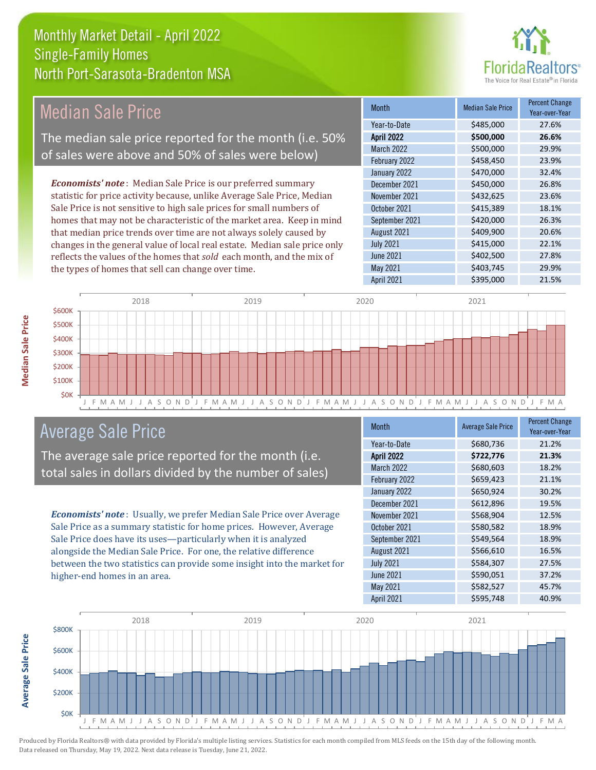# Monthly Market Detail - April 2022
## Single-Family Homes
## North Port-Sarasota-Bradenton MSA

## Median Sale Price

The median sale price reported for the month (i.e. 50% of sales were above and 50% of sales were below)

***Economists' note***: Median Sale Price is our preferred summary statistic for price activity because, unlike Average Sale Price, Median Sale Price is not sensitive to high sale prices for small numbers of homes that may not be characteristic of the market area. Keep in mind that median price trends over time are not always solely caused by changes in the general value of local real estate. Median sale price only reflects the values of the homes that *sold* each month, and the mix of the types of homes that sell can change over time.

| Month | Median Sale Price | Percent Change Year-over-Year |
|---|---|---|
| Year-to-Date | $485,000 | 27.6% |
| **April 2022** | **$500,000** | **26.6%** |
| March 2022 | $500,000 | 29.9% |
| February 2022 | $458,450 | 23.9% |
| January 2022 | $470,000 | 32.4% |
| December 2021 | $450,000 | 26.8% |
| November 2021 | $432,625 | 23.6% |
| October 2021 | $415,389 | 18.1% |
| September 2021 | $420,000 | 26.3% |
| August 2021 | $409,900 | 20.6% |
| July 2021 | $415,000 | 22.1% |
| June 2021 | $402,500 | 27.8% |
| May 2021 | $403,745 | 29.9% |
| April 2021 | $395,000 | 21.5% |

## Average Sale Price

The average sale price reported for the month (i.e. total sales in dollars divided by the number of sales)

***Economists' note***: Usually, we prefer Median Sale Price over Average Sale Price as a summary statistic for home prices. However, Average Sale Price does have its uses—particularly when it is analyzed alongside the Median Sale Price. For one, the relative difference between the two statistics can provide some insight into the market for higher-end homes in an area.

| Month | Average Sale Price | Percent Change Year-over-Year |
|---|---|---|
| Year-to-Date | $680,736 | 21.2% |
| **April 2022** | **$722,776** | **21.3%** |
| March 2022 | $680,603 | 18.2% |
| February 2022 | $659,423 | 21.1% |
| January 2022 | $650,924 | 30.2% |
| December 2021 | $612,896 | 19.5% |
| November 2021 | $568,904 | 12.5% |
| October 2021 | $580,582 | 18.9% |
| September 2021 | $549,564 | 18.9% |
| August 2021 | $566,610 | 16.5% |
| July 2021 | $584,307 | 27.5% |
| June 2021 | $590,051 | 37.2% |
| May 2021 | $582,527 | 45.7% |
| April 2021 | $595,748 | 40.9% |

Produced by Florida Realtors® with data provided by Florida's multiple listing services. Statistics for each month compiled from MLS feeds on the 15th day of the following month. Data released on Thursday, May 19, 2022. Next data release is Tuesday, June 21, 2022.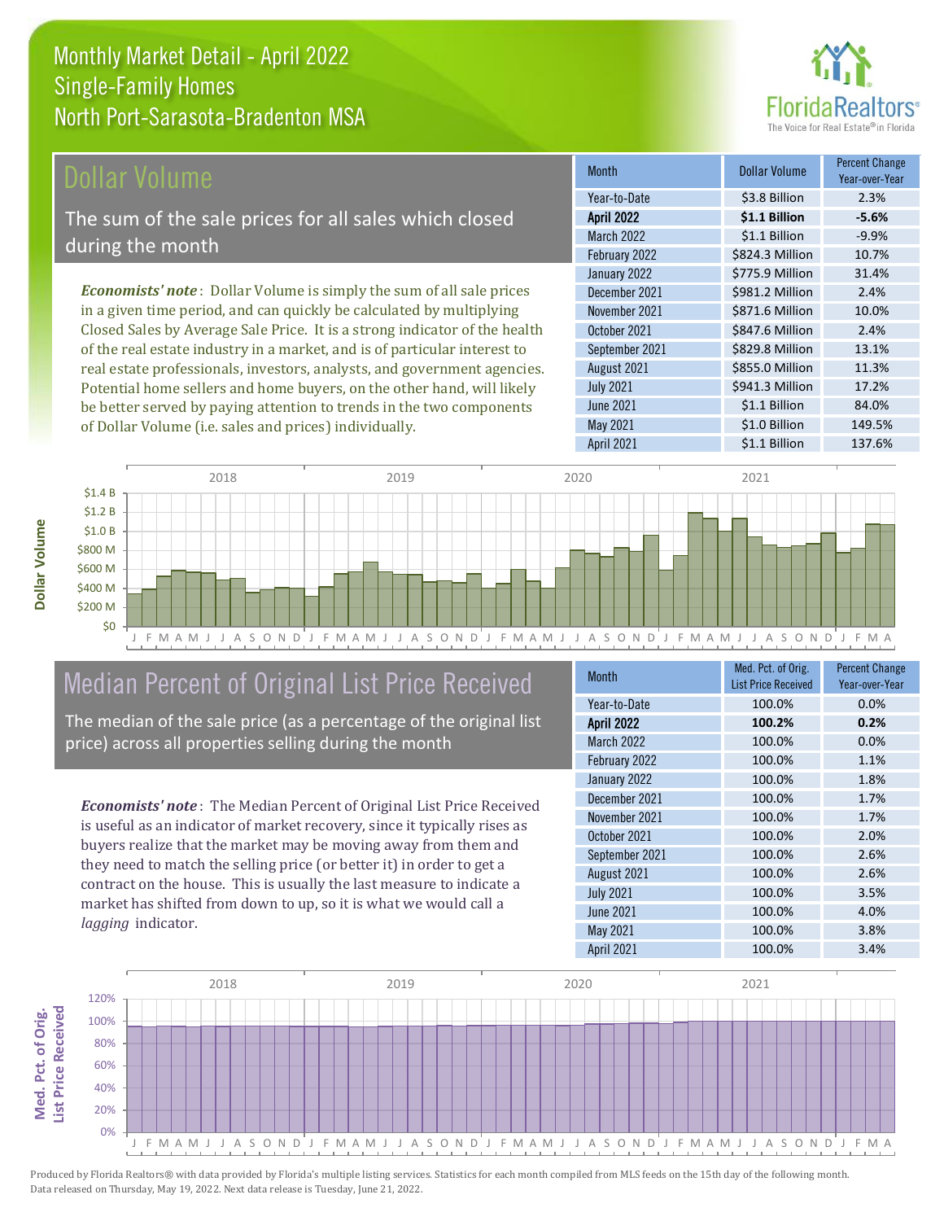# Monthly Market Detail - April 2022
## Single-Family Homes
## North Port-Sarasota-Bradenton MSA

## Dollar Volume

The sum of the sale prices for all sales which closed during the month

*Economists' note*: Dollar Volume is simply the sum of all sale prices in a given time period, and can quickly be calculated by multiplying Closed Sales by Average Sale Price. It is a strong indicator of the health of the real estate industry in a market, and is of particular interest to real estate professionals, investors, analysts, and government agencies. Potential home sellers and home buyers, on the other hand, will likely be better served by paying attention to trends in the two components of Dollar Volume (i.e. sales and prices) individually.

| Month | Dollar Volume | Percent Change Year-over-Year |
|---|---|---|
| Year-to-Date | $3.8 Billion | 2.3% |
| **April 2022** | **$1.1 Billion** | **-5.6%** |
| March 2022 | $1.1 Billion | -9.9% |
| February 2022 | $824.3 Million | 10.7% |
| January 2022 | $775.9 Million | 31.4% |
| December 2021 | $981.2 Million | 2.4% |
| November 2021 | $871.6 Million | 10.0% |
| October 2021 | $847.6 Million | 2.4% |
| September 2021 | $829.8 Million | 13.1% |
| August 2021 | $855.0 Million | 11.3% |
| July 2021 | $941.3 Million | 17.2% |
| June 2021 | $1.1 Billion | 84.0% |
| May 2021 | $1.0 Billion | 149.5% |
| April 2021 | $1.1 Billion | 137.6% |

## Median Percent of Original List Price Received

The median of the sale price (as a percentage of the original list price) across all properties selling during the month

*Economists' note*: The Median Percent of Original List Price Received is useful as an indicator of market recovery, since it typically rises as buyers realize that the market may be moving away from them and they need to match the selling price (or better it) in order to get a contract on the house. This is usually the last measure to indicate a market has shifted from down to up, so it is what we would call a *lagging* indicator.

| Month | Med. Pct. of Orig. List Price Received | Percent Change Year-over-Year |
|---|---|---|
| Year-to-Date | 100.0% | 0.0% |
| **April 2022** | **100.2%** | **0.2%** |
| March 2022 | 100.0% | 0.0% |
| February 2022 | 100.0% | 1.1% |
| January 2022 | 100.0% | 1.8% |
| December 2021 | 100.0% | 1.7% |
| November 2021 | 100.0% | 1.7% |
| October 2021 | 100.0% | 2.0% |
| September 2021 | 100.0% | 2.6% |
| August 2021 | 100.0% | 2.6% |
| July 2021 | 100.0% | 3.5% |
| June 2021 | 100.0% | 4.0% |
| May 2021 | 100.0% | 3.8% |
| April 2021 | 100.0% | 3.4% |

Produced by Florida Realtors® with data provided by Florida's multiple listing services. Statistics for each month compiled from MLS feeds on the 15th day of the following month. Data released on Thursday, May 19, 2022. Next data release is Tuesday, June 21, 2022.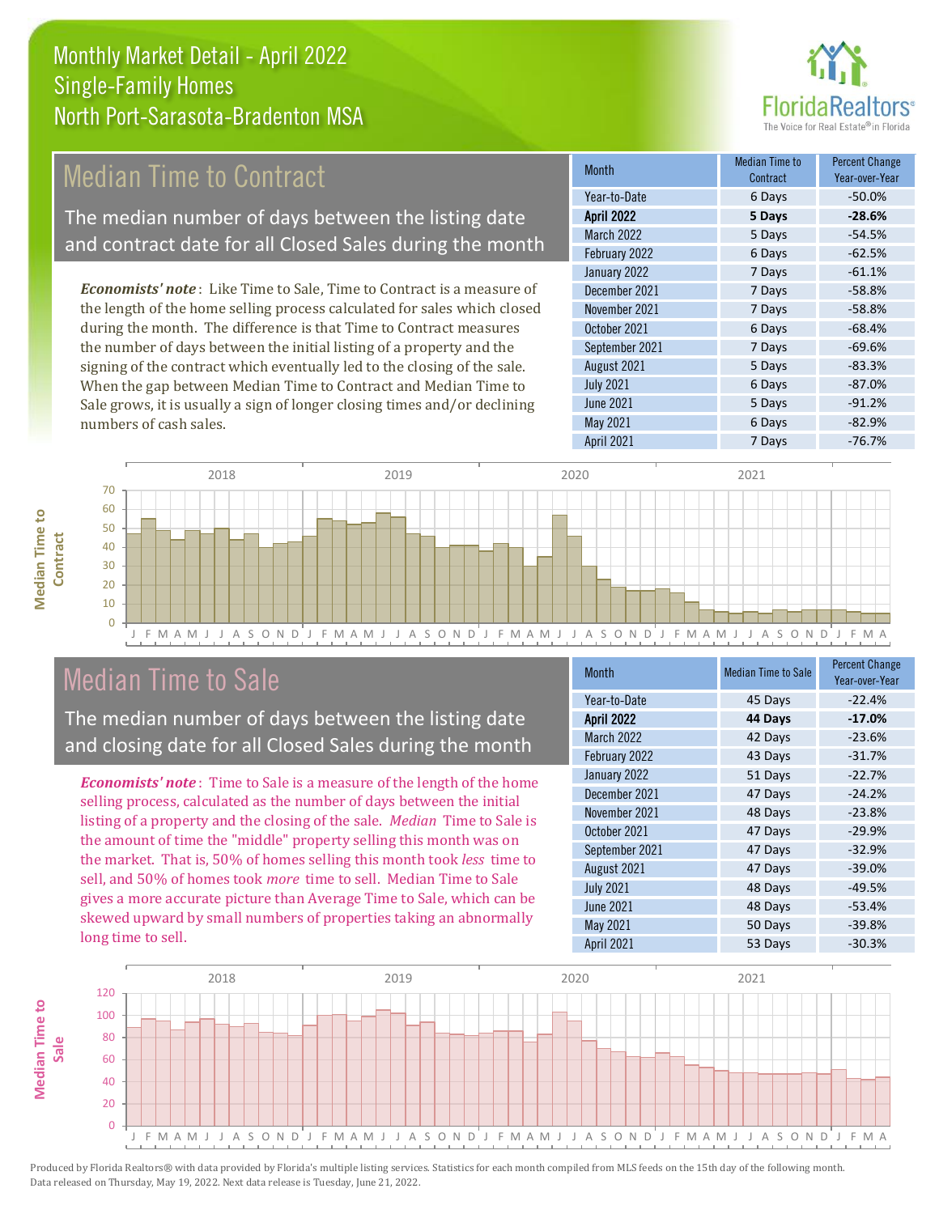# Monthly Market Detail - April 2022
## Single-Family Homes
## North Port-Sarasota-Bradenton MSA

## Median Time to Contract

The median number of days between the listing date and contract date for all Closed Sales during the month

*Economists' note*: Like Time to Sale, Time to Contract is a measure of the length of the home selling process calculated for sales which closed during the month. The difference is that Time to Contract measures the number of days between the initial listing of a property and the signing of the contract which eventually led to the closing of the sale. When the gap between Median Time to Contract and Median Time to Sale grows, it is usually a sign of longer closing times and/or declining numbers of cash sales.

| Month | Median Time to Contract | Percent Change Year-over-Year |
|---|---|---|
| Year-to-Date | 6 Days | -50.0% |
| **April 2022** | **5 Days** | **-28.6%** |
| March 2022 | 5 Days | -54.5% |
| February 2022 | 6 Days | -62.5% |
| January 2022 | 7 Days | -61.1% |
| December 2021 | 7 Days | -58.8% |
| November 2021 | 7 Days | -58.8% |
| October 2021 | 6 Days | -68.4% |
| September 2021 | 7 Days | -69.6% |
| August 2021 | 5 Days | -83.3% |
| July 2021 | 6 Days | -87.0% |
| June 2021 | 5 Days | -91.2% |
| May 2021 | 6 Days | -82.9% |
| April 2021 | 7 Days | -76.7% |

## Median Time to Sale

The median number of days between the listing date and closing date for all Closed Sales during the month

*Economists' note*: Time to Sale is a measure of the length of the home selling process, calculated as the number of days between the initial listing of a property and the closing of the sale. *Median* Time to Sale is the amount of time the "middle" property selling this month was on the market. That is, 50% of homes selling this month took *less* time to sell, and 50% of homes took *more* time to sell. Median Time to Sale gives a more accurate picture than Average Time to Sale, which can be skewed upward by small numbers of properties taking an abnormally long time to sell.

| Month | Median Time to Sale | Percent Change Year-over-Year |
|---|---|---|
| Year-to-Date | 45 Days | -22.4% |
| **April 2022** | **44 Days** | **-17.0%** |
| March 2022 | 42 Days | -23.6% |
| February 2022 | 43 Days | -31.7% |
| January 2022 | 51 Days | -22.7% |
| December 2021 | 47 Days | -24.2% |
| November 2021 | 48 Days | -23.8% |
| October 2021 | 47 Days | -29.9% |
| September 2021 | 47 Days | -32.9% |
| August 2021 | 47 Days | -39.0% |
| July 2021 | 48 Days | -49.5% |
| June 2021 | 48 Days | -53.4% |
| May 2021 | 50 Days | -39.8% |
| April 2021 | 53 Days | -30.3% |

Produced by Florida Realtors® with data provided by Florida's multiple listing services. Statistics for each month compiled from MLS feeds on the 15th day of the following month. Data released on Thursday, May 19, 2022. Next data release is Tuesday, June 21, 2022.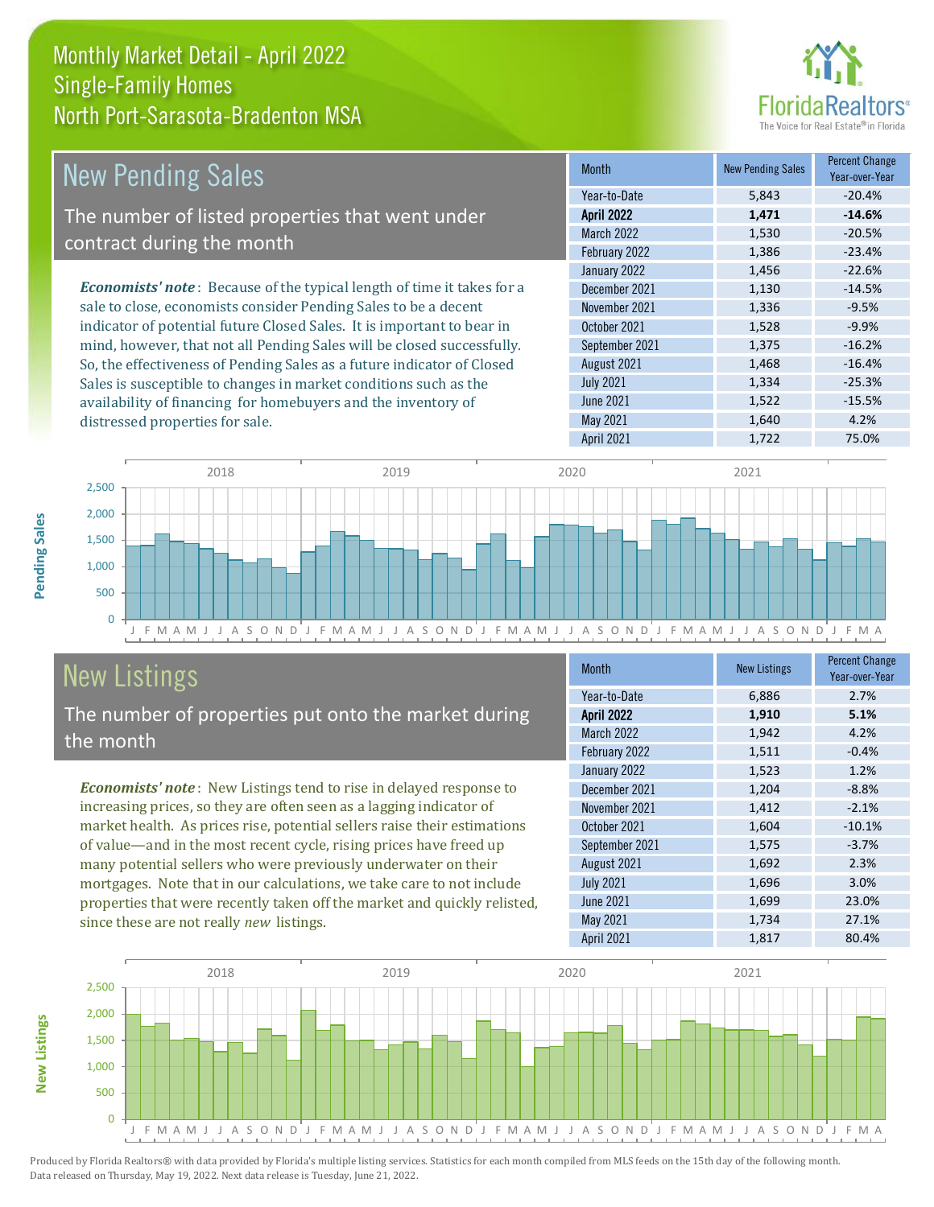# Monthly Market Detail - April 2022
## Single-Family Homes
## North Port-Sarasota-Bradenton MSA

## New Pending Sales

The number of listed properties that went under contract during the month

***Economists' note***: Because of the typical length of time it takes for a sale to close, economists consider Pending Sales to be a decent indicator of potential future Closed Sales. It is important to bear in mind, however, that not all Pending Sales will be closed successfully. So, the effectiveness of Pending Sales as a future indicator of Closed Sales is susceptible to changes in market conditions such as the availability of financing for homebuyers and the inventory of distressed properties for sale.

| Month | New Pending Sales | Percent Change Year-over-Year |
|---|---|---|
| Year-to-Date | 5,843 | -20.4% |
| **April 2022** | **1,471** | **-14.6%** |
| March 2022 | 1,530 | -20.5% |
| February 2022 | 1,386 | -23.4% |
| January 2022 | 1,456 | -22.6% |
| December 2021 | 1,130 | -14.5% |
| November 2021 | 1,336 | -9.5% |
| October 2021 | 1,528 | -9.9% |
| September 2021 | 1,375 | -16.2% |
| August 2021 | 1,468 | -16.4% |
| July 2021 | 1,334 | -25.3% |
| June 2021 | 1,522 | -15.5% |
| May 2021 | 1,640 | 4.2% |
| April 2021 | 1,722 | 75.0% |

## New Listings

The number of properties put onto the market during the month

***Economists' note***: New Listings tend to rise in delayed response to increasing prices, so they are often seen as a lagging indicator of market health. As prices rise, potential sellers raise their estimations of value—and in the most recent cycle, rising prices have freed up many potential sellers who were previously underwater on their mortgages. Note that in our calculations, we take care to not include properties that were recently taken off the market and quickly relisted, since these are not really *new* listings.

| Month | New Listings | Percent Change Year-over-Year |
|---|---|---|
| Year-to-Date | 6,886 | 2.7% |
| **April 2022** | **1,910** | **5.1%** |
| March 2022 | 1,942 | 4.2% |
| February 2022 | 1,511 | -0.4% |
| January 2022 | 1,523 | 1.2% |
| December 2021 | 1,204 | -8.8% |
| November 2021 | 1,412 | -2.1% |
| October 2021 | 1,604 | -10.1% |
| September 2021 | 1,575 | -3.7% |
| August 2021 | 1,692 | 2.3% |
| July 2021 | 1,696 | 3.0% |
| June 2021 | 1,699 | 23.0% |
| May 2021 | 1,734 | 27.1% |
| April 2021 | 1,817 | 80.4% |

Produced by Florida Realtors® with data provided by Florida's multiple listing services. Statistics for each month compiled from MLS feeds on the 15th day of the following month. Data released on Thursday, May 19, 2022. Next data release is Tuesday, June 21, 2022.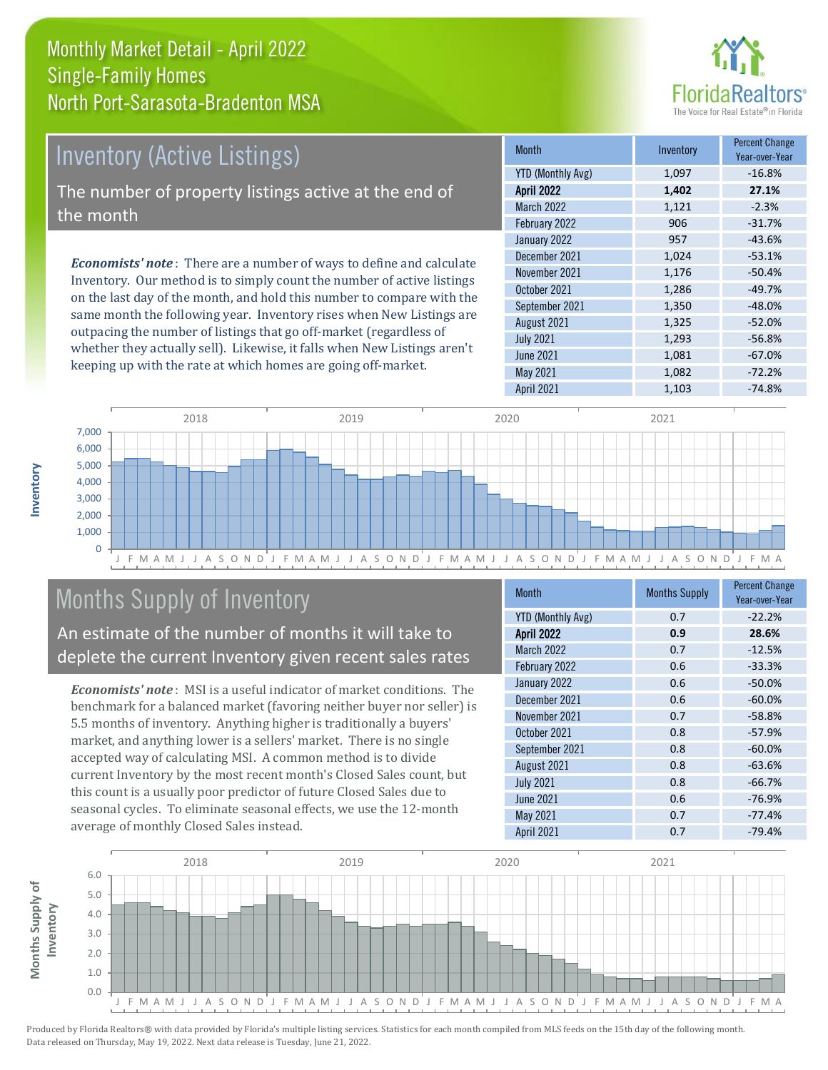# Monthly Market Detail - April 2022
## Single-Family Homes
## North Port-Sarasota-Bradenton MSA

## Inventory (Active Listings)

The number of property listings active at the end of the month

*Economists' note*: There are a number of ways to define and calculate Inventory. Our method is to simply count the number of active listings on the last day of the month, and hold this number to compare with the same month the following year. Inventory rises when New Listings are outpacing the number of listings that go off-market (regardless of whether they actually sell). Likewise, it falls when New Listings aren't keeping up with the rate at which homes are going off-market.

| Month | Inventory | Percent Change Year-over-Year |
|---|---|---|
| YTD (Monthly Avg) | 1,097 | -16.8% |
| **April 2022** | **1,402** | **27.1%** |
| March 2022 | 1,121 | -2.3% |
| February 2022 | 906 | -31.7% |
| January 2022 | 957 | -43.6% |
| December 2021 | 1,024 | -53.1% |
| November 2021 | 1,176 | -50.4% |
| October 2021 | 1,286 | -49.7% |
| September 2021 | 1,350 | -48.0% |
| August 2021 | 1,325 | -52.0% |
| July 2021 | 1,293 | -56.8% |
| June 2021 | 1,081 | -67.0% |
| May 2021 | 1,082 | -72.2% |
| April 2021 | 1,103 | -74.8% |

## Months Supply of Inventory

An estimate of the number of months it will take to deplete the current Inventory given recent sales rates

*Economists' note*: MSI is a useful indicator of market conditions. The benchmark for a balanced market (favoring neither buyer nor seller) is 5.5 months of inventory. Anything higher is traditionally a buyers' market, and anything lower is a sellers' market. There is no single accepted way of calculating MSI. A common method is to divide current Inventory by the most recent month's Closed Sales count, but this count is a usually poor predictor of future Closed Sales due to seasonal cycles. To eliminate seasonal effects, we use the 12-month average of monthly Closed Sales instead.

| Month | Months Supply | Percent Change Year-over-Year |
|---|---|---|
| YTD (Monthly Avg) | 0.7 | -22.2% |
| **April 2022** | **0.9** | **28.6%** |
| March 2022 | 0.7 | -12.5% |
| February 2022 | 0.6 | -33.3% |
| January 2022 | 0.6 | -50.0% |
| December 2021 | 0.6 | -60.0% |
| November 2021 | 0.7 | -58.8% |
| October 2021 | 0.8 | -57.9% |
| September 2021 | 0.8 | -60.0% |
| August 2021 | 0.8 | -63.6% |
| July 2021 | 0.8 | -66.7% |
| June 2021 | 0.6 | -76.9% |
| May 2021 | 0.7 | -77.4% |
| April 2021 | 0.7 | -79.4% |

Produced by Florida Realtors® with data provided by Florida's multiple listing services. Statistics for each month compiled from MLS feeds on the 15th day of the following month. Data released on Thursday, May 19, 2022. Next data release is Tuesday, June 21, 2022.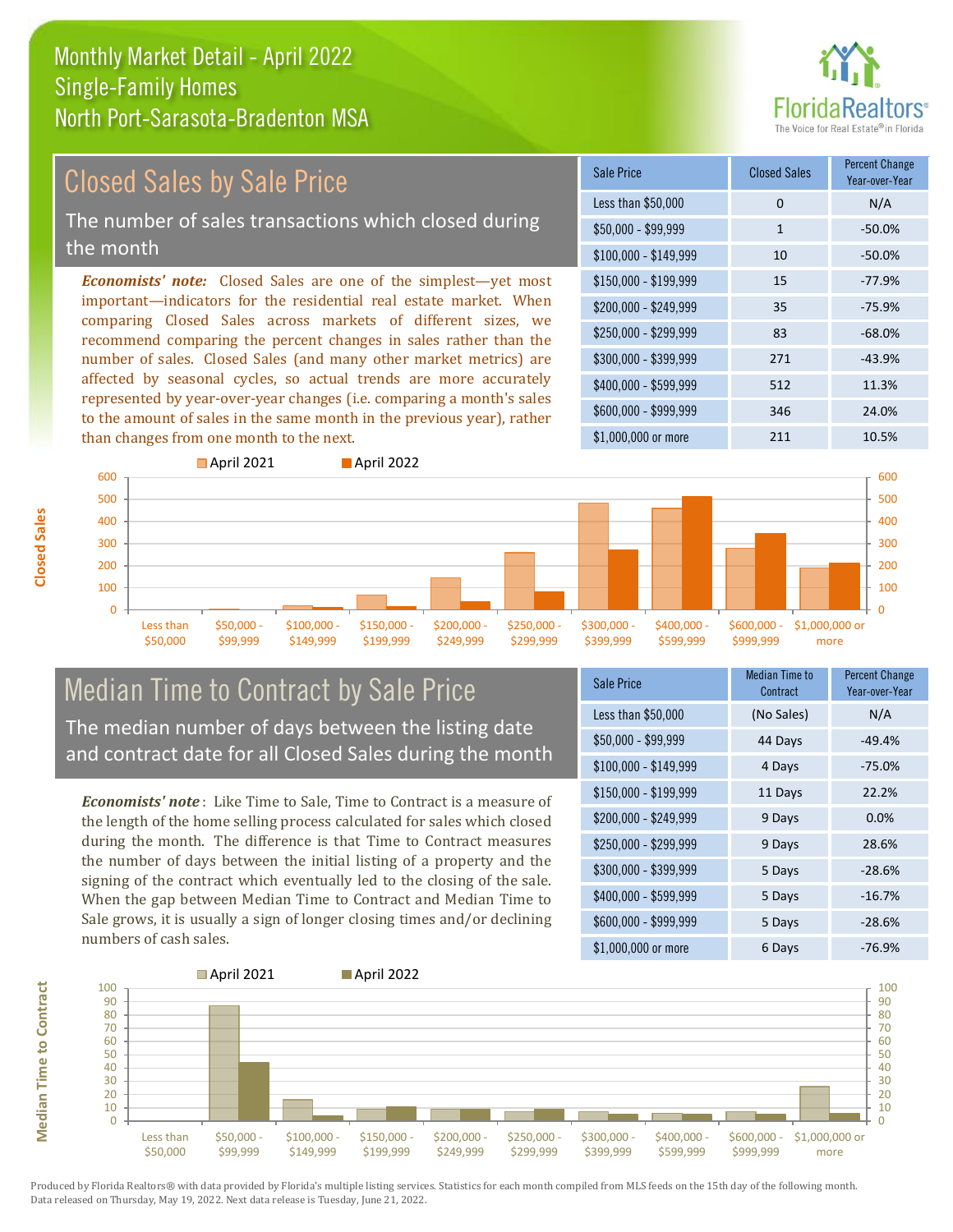# Monthly Market Detail - April 2022
## Single-Family Homes
## North Port-Sarasota-Bradenton MSA

FloridaRealtors® The Voice for Real Estate® in Florida

## Closed Sales by Sale Price

The number of sales transactions which closed during the month

***Economists' note:*** Closed Sales are one of the simplest—yet most important—indicators for the residential real estate market. When comparing Closed Sales across markets of different sizes, we recommend comparing the percent changes in sales rather than the number of sales. Closed Sales (and many other market metrics) are affected by seasonal cycles, so actual trends are more accurately represented by year-over-year changes (i.e. comparing a month's sales to the amount of sales in the same month in the previous year), rather than changes from one month to the next.

| Sale Price | Closed Sales | Percent Change Year-over-Year |
|---|---|---|
| Less than $50,000 | 0 | N/A |
| $50,000 - $99,999 | 1 | -50.0% |
| $100,000 - $149,999 | 10 | -50.0% |
| $150,000 - $199,999 | 15 | -77.9% |
| $200,000 - $249,999 | 35 | -75.9% |
| $250,000 - $299,999 | 83 | -68.0% |
| $300,000 - $399,999 | 271 | -43.9% |
| $400,000 - $599,999 | 512 | 11.3% |
| $600,000 - $999,999 | 346 | 24.0% |
| $1,000,000 or more | 211 | 10.5% |

## Median Time to Contract by Sale Price

The median number of days between the listing date and contract date for all Closed Sales during the month

***Economists' note***: Like Time to Sale, Time to Contract is a measure of the length of the home selling process calculated for sales which closed during the month. The difference is that Time to Contract measures the number of days between the initial listing of a property and the signing of the contract which eventually led to the closing of the sale. When the gap between Median Time to Contract and Median Time to Sale grows, it is usually a sign of longer closing times and/or declining numbers of cash sales.

| Sale Price | Median Time to Contract | Percent Change Year-over-Year |
|---|---|---|
| Less than $50,000 | (No Sales) | N/A |
| $50,000 - $99,999 | 44 Days | -49.4% |
| $100,000 - $149,999 | 4 Days | -75.0% |
| $150,000 - $199,999 | 11 Days | 22.2% |
| $200,000 - $249,999 | 9 Days | 0.0% |
| $250,000 - $299,999 | 9 Days | 28.6% |
| $300,000 - $399,999 | 5 Days | -28.6% |
| $400,000 - $599,999 | 5 Days | -16.7% |
| $600,000 - $999,999 | 5 Days | -28.6% |
| $1,000,000 or more | 6 Days | -76.9% |

Produced by Florida Realtors® with data provided by Florida's multiple listing services. Statistics for each month compiled from MLS feeds on the 15th day of the following month. Data released on Thursday, May 19, 2022. Next data release is Tuesday, June 21, 2022.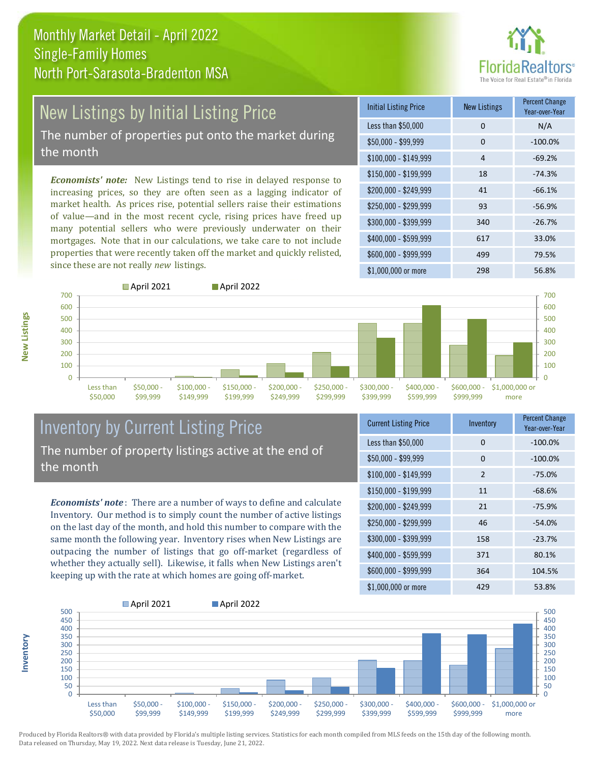# Monthly Market Detail - April 2022
## Single-Family Homes
## North Port-Sarasota-Bradenton MSA

FloridaRealtors® The Voice for Real Estate® in Florida

## New Listings by Initial Listing Price

The number of properties put onto the market during the month

*Economists' note:* New Listings tend to rise in delayed response to increasing prices, so they are often seen as a lagging indicator of market health. As prices rise, potential sellers raise their estimations of value—and in the most recent cycle, rising prices have freed up many potential sellers who were previously underwater on their mortgages. Note that in our calculations, we take care to not include properties that were recently taken off the market and quickly relisted, since these are not really *new* listings.

| Initial Listing Price | New Listings | Percent Change Year-over-Year |
|---|---|---|
| Less than $50,000 | 0 | N/A |
| $50,000 - $99,999 | 0 | -100.0% |
| $100,000 - $149,999 | 4 | -69.2% |
| $150,000 - $199,999 | 18 | -74.3% |
| $200,000 - $249,999 | 41 | -66.1% |
| $250,000 - $299,999 | 93 | -56.9% |
| $300,000 - $399,999 | 340 | -26.7% |
| $400,000 - $599,999 | 617 | 33.0% |
| $600,000 - $999,999 | 499 | 79.5% |
| $1,000,000 or more | 298 | 56.8% |

## Inventory by Current Listing Price

The number of property listings active at the end of the month

*Economists' note*: There are a number of ways to define and calculate Inventory. Our method is to simply count the number of active listings on the last day of the month, and hold this number to compare with the same month the following year. Inventory rises when New Listings are outpacing the number of listings that go off-market (regardless of whether they actually sell). Likewise, it falls when New Listings aren't keeping up with the rate at which homes are going off-market.

| Current Listing Price | Inventory | Percent Change Year-over-Year |
|---|---|---|
| Less than $50,000 | 0 | -100.0% |
| $50,000 - $99,999 | 0 | -100.0% |
| $100,000 - $149,999 | 2 | -75.0% |
| $150,000 - $199,999 | 11 | -68.6% |
| $200,000 - $249,999 | 21 | -75.9% |
| $250,000 - $299,999 | 46 | -54.0% |
| $300,000 - $399,999 | 158 | -23.7% |
| $400,000 - $599,999 | 371 | 80.1% |
| $600,000 - $999,999 | 364 | 104.5% |
| $1,000,000 or more | 429 | 53.8% |

Produced by Florida Realtors® with data provided by Florida's multiple listing services. Statistics for each month compiled from MLS feeds on the 15th day of the following month. Data released on Thursday, May 19, 2022. Next data release is Tuesday, June 21, 2022.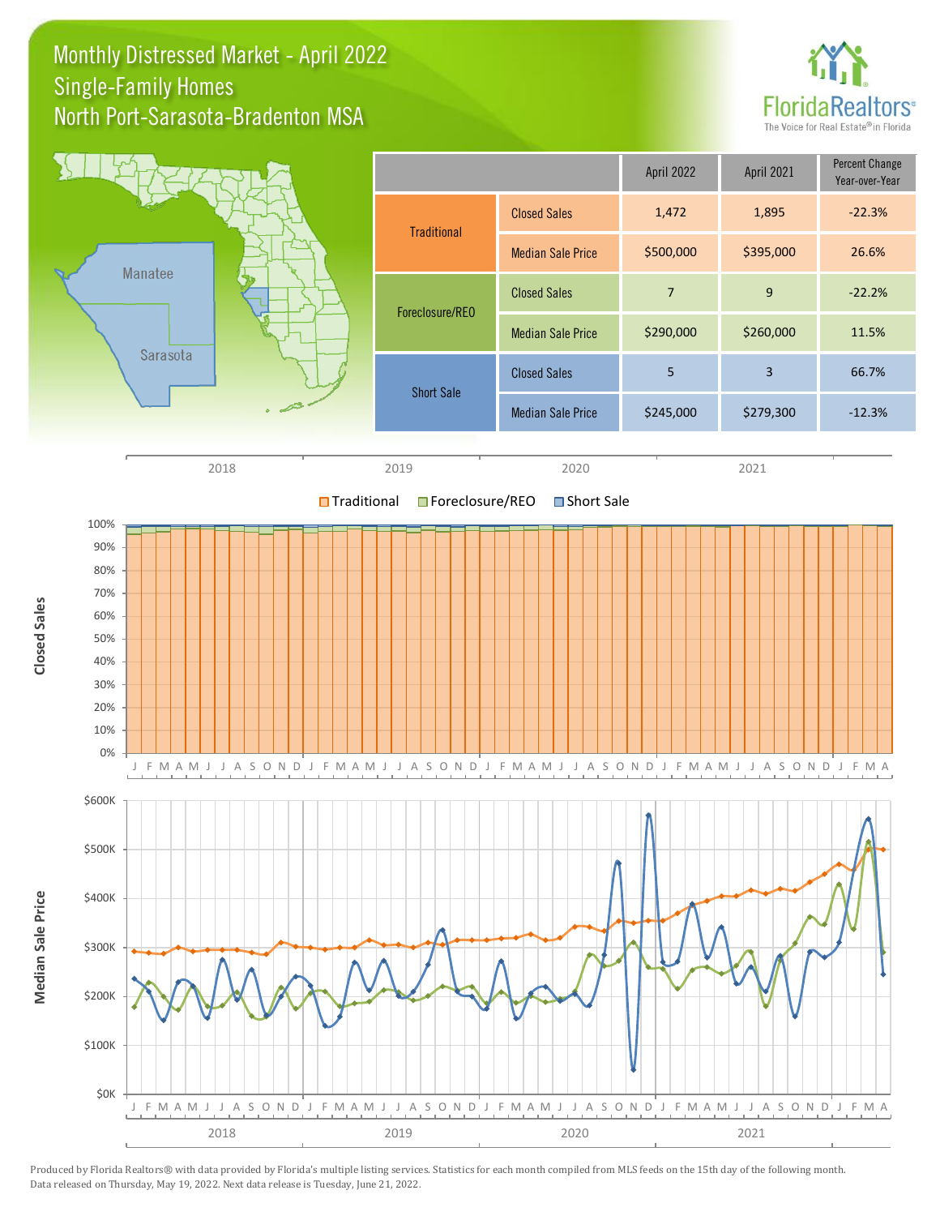# Monthly Distressed Market - April 2022
## Single-Family Homes
## North Port-Sarasota-Bradenton MSA

FloridaRealtors® The Voice for Real Estate® in Florida

Manatee
Sarasota

| | | April 2022 | April 2021 | Percent Change Year-over-Year |
|---|---|---|---|---|
| Traditional | Closed Sales | 1,472 | 1,895 | -22.3% |
| | Median Sale Price | $500,000 | $395,000 | 26.6% |
| Foreclosure/REO | Closed Sales | 7 | 9 | -22.2% |
| | Median Sale Price | $290,000 | $260,000 | 11.5% |
| Short Sale | Closed Sales | 5 | 3 | 66.7% |
| | Median Sale Price | $245,000 | $279,300 | -12.3% |

2018 2019 2020 2021

Traditional Foreclosure/REO Short Sale

Closed Sales

100% 90% 80% 70% 60% 50% 40% 30% 20% 10% 0%

J F M A M J J A S O N D J F M A M J J A S O N D J F M A M J J A S O N D J F M A M J J A S O N D J F M A

Median Sale Price

$600K $500K $400K $300K $200K $100K $0K

J F M A M J J A S O N D J F M A M J J A S O N D J F M A M J J A S O N D J F M A M J J A S O N D J F M A

2018 2019 2020 2021

Produced by Florida Realtors® with data provided by Florida's multiple listing services. Statistics for each month compiled from MLS feeds on the 15th day of the following month. Data released on Thursday, May 19, 2022. Next data release is Tuesday, June 21, 2022.